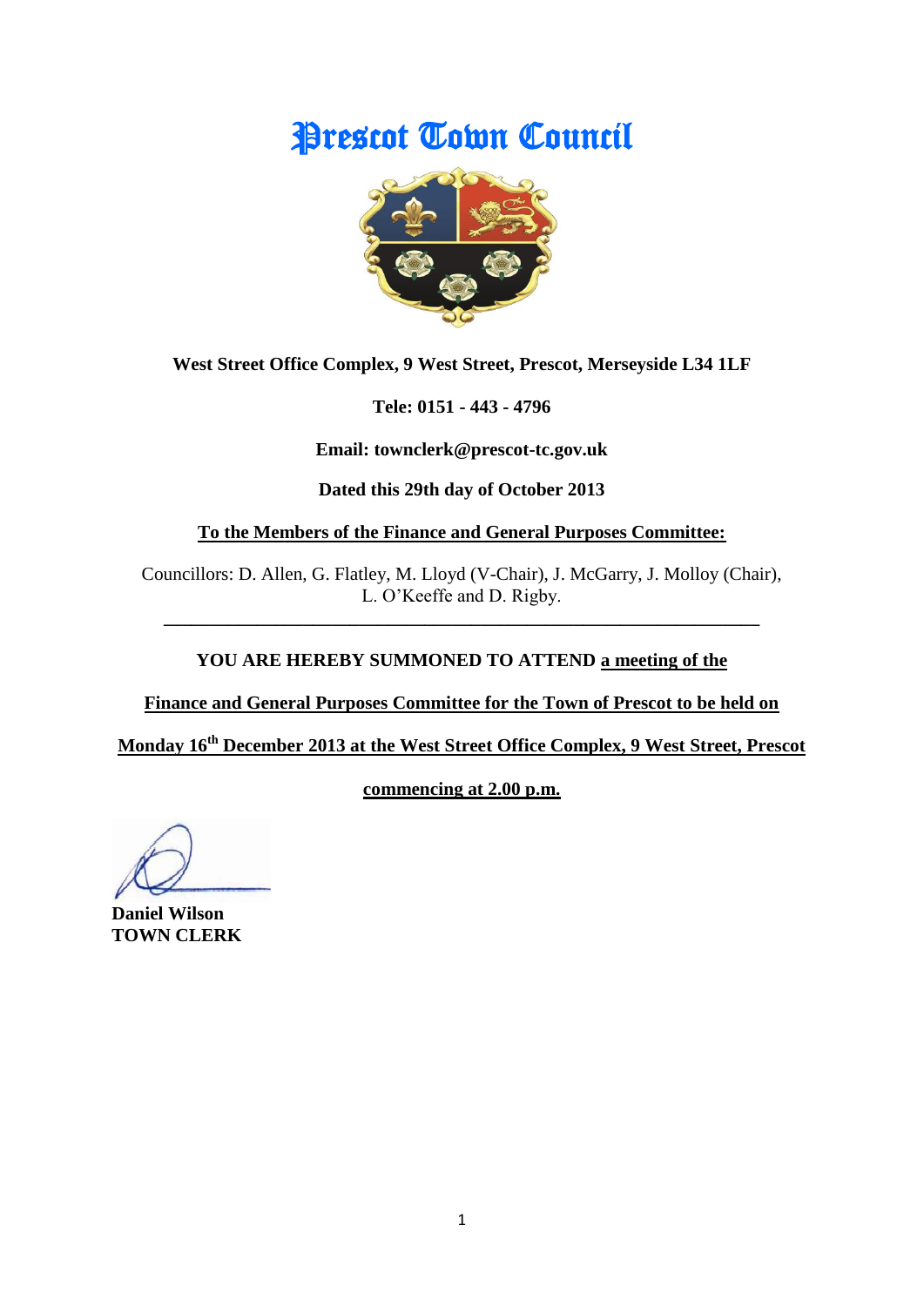# Prescot Town Council

**West Street Office Complex, 9 West Street, Prescot, Merseyside L34 1LF**

**Tele: 0151 - 443 - 4796**

**Email: townclerk@prescot-tc.gov.uk**

**Dated this 29th day of October 2013**

**To the Members of the Finance and General Purposes Committee:**

Councillors: D. Allen, G. Flatley, M. Lloyd (V-Chair), J. McGarry, J. Molloy (Chair), L. O'Keeffe and D. Rigby.

---

**YOU ARE HEREBY SUMMONED TO ATTEND a meeting of the Finance and General Purposes Committee for the Town of Prescot to be held on Monday 16th December 2013 at the West Street Office Complex, 9 West Street, Prescot commencing at 2.00 p.m.**

**Daniel Wilson**
**TOWN CLERK**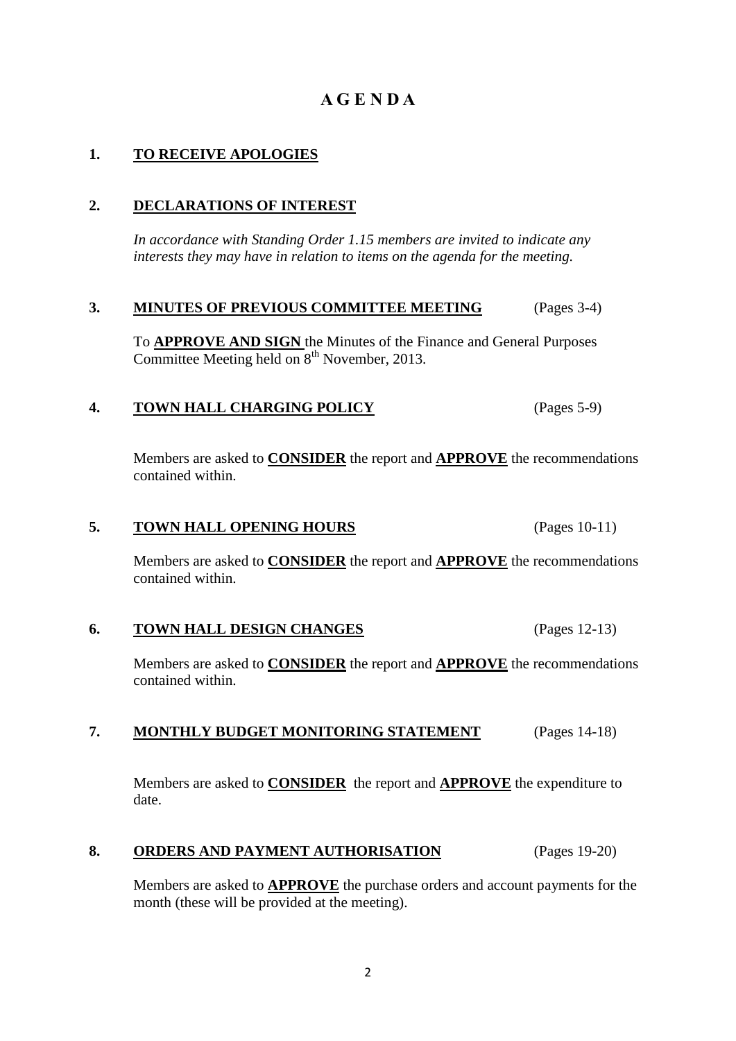# A G E N D A

## 1. TO RECEIVE APOLOGIES

## 2. DECLARATIONS OF INTEREST

*In accordance with Standing Order 1.15 members are invited to indicate any interests they may have in relation to items on the agenda for the meeting.*

## 3. MINUTES OF PREVIOUS COMMITTEE MEETING (Pages 3-4)

To **APPROVE AND SIGN** the Minutes of the Finance and General Purposes Committee Meeting held on 8th November, 2013.

## 4. TOWN HALL CHARGING POLICY (Pages 5-9)

Members are asked to **CONSIDER** the report and **APPROVE** the recommendations contained within.

## 5. TOWN HALL OPENING HOURS (Pages 10-11)

Members are asked to **CONSIDER** the report and **APPROVE** the recommendations contained within.

## 6. TOWN HALL DESIGN CHANGES (Pages 12-13)

Members are asked to **CONSIDER** the report and **APPROVE** the recommendations contained within.

## 7. MONTHLY BUDGET MONITORING STATEMENT (Pages 14-18)

Members are asked to **CONSIDER** the report and **APPROVE** the expenditure to date.

## 8. ORDERS AND PAYMENT AUTHORISATION (Pages 19-20)

Members are asked to **APPROVE** the purchase orders and account payments for the month (these will be provided at the meeting).